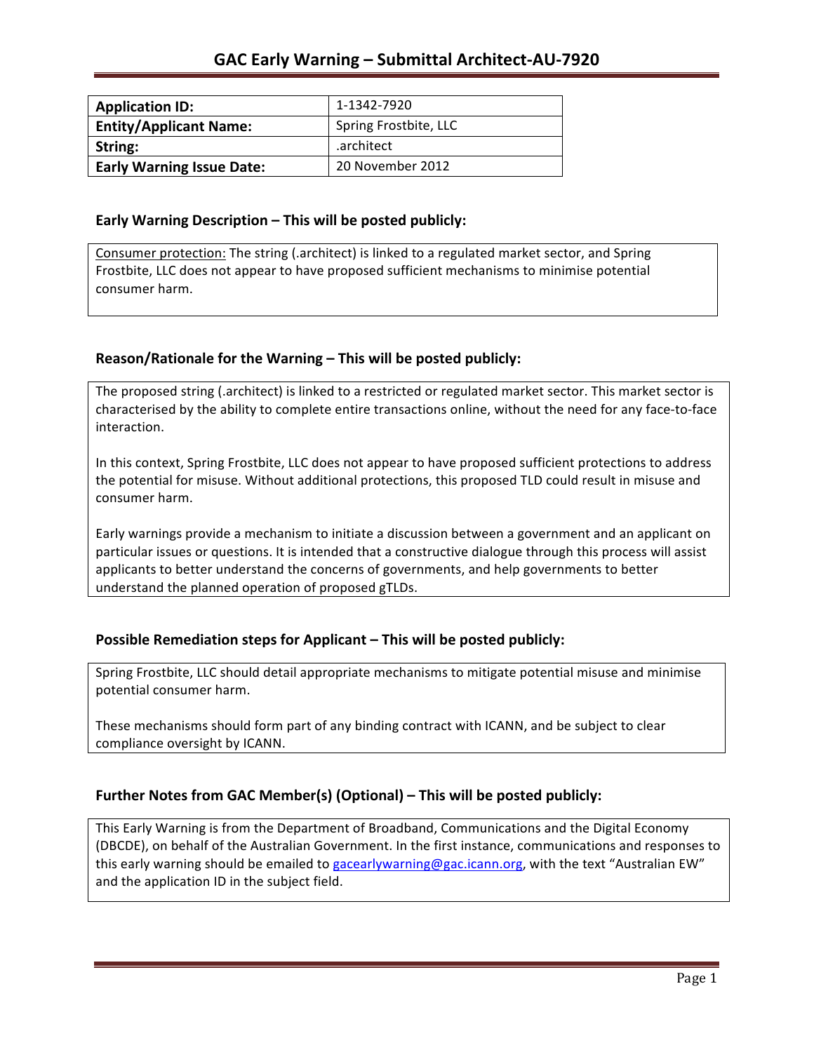# GAC Early Warning – Submittal Architect-AU-7920

| Application ID: | 1-1342-7920 |
|---|---|
| Entity/Applicant Name: | Spring Frostbite, LLC |
| String: | .architect |
| Early Warning Issue Date: | 20 November 2012 |

## Early Warning Description – This will be posted publicly:

Consumer protection: The string (.architect) is linked to a regulated market sector, and Spring Frostbite, LLC does not appear to have proposed sufficient mechanisms to minimise potential consumer harm.

## Reason/Rationale for the Warning – This will be posted publicly:

The proposed string (.architect) is linked to a restricted or regulated market sector. This market sector is characterised by the ability to complete entire transactions online, without the need for any face-to-face interaction.

In this context, Spring Frostbite, LLC does not appear to have proposed sufficient protections to address the potential for misuse. Without additional protections, this proposed TLD could result in misuse and consumer harm.

Early warnings provide a mechanism to initiate a discussion between a government and an applicant on particular issues or questions. It is intended that a constructive dialogue through this process will assist applicants to better understand the concerns of governments, and help governments to better understand the planned operation of proposed gTLDs.

## Possible Remediation steps for Applicant – This will be posted publicly:

Spring Frostbite, LLC should detail appropriate mechanisms to mitigate potential misuse and minimise potential consumer harm.

These mechanisms should form part of any binding contract with ICANN, and be subject to clear compliance oversight by ICANN.

## Further Notes from GAC Member(s) (Optional) – This will be posted publicly:

This Early Warning is from the Department of Broadband, Communications and the Digital Economy (DBCDE), on behalf of the Australian Government. In the first instance, communications and responses to this early warning should be emailed to gacearlywarning@gac.icann.org, with the text "Australian EW" and the application ID in the subject field.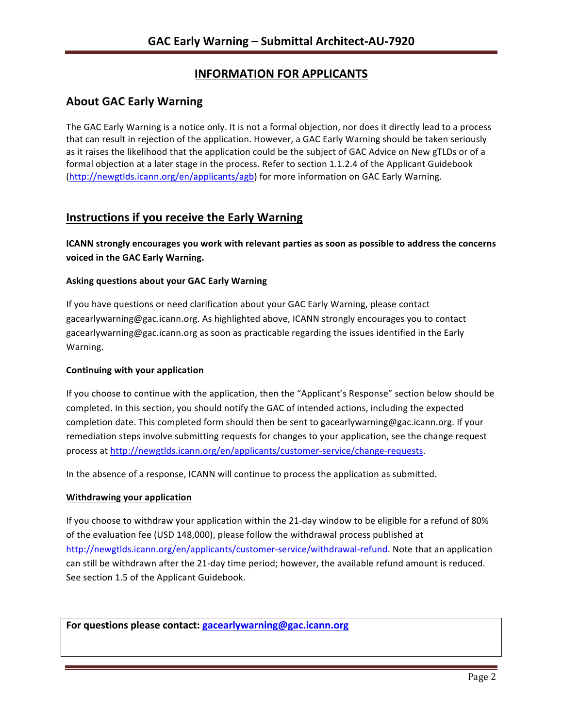# INFORMATION FOR APPLICANTS

## About GAC Early Warning

The GAC Early Warning is a notice only. It is not a formal objection, nor does it directly lead to a process that can result in rejection of the application. However, a GAC Early Warning should be taken seriously as it raises the likelihood that the application could be the subject of GAC Advice on New gTLDs or of a formal objection at a later stage in the process. Refer to section 1.1.2.4 of the Applicant Guidebook (http://newgtlds.icann.org/en/applicants/agb) for more information on GAC Early Warning.

## Instructions if you receive the Early Warning

**ICANN strongly encourages you work with relevant parties as soon as possible to address the concerns voiced in the GAC Early Warning.**

### Asking questions about your GAC Early Warning

If you have questions or need clarification about your GAC Early Warning, please contact gacearlywarning@gac.icann.org. As highlighted above, ICANN strongly encourages you to contact gacearlywarning@gac.icann.org as soon as practicable regarding the issues identified in the Early Warning.

### Continuing with your application

If you choose to continue with the application, then the "Applicant's Response" section below should be completed. In this section, you should notify the GAC of intended actions, including the expected completion date. This completed form should then be sent to gacearlywarning@gac.icann.org. If your remediation steps involve submitting requests for changes to your application, see the change request process at http://newgtlds.icann.org/en/applicants/customer-service/change-requests.

In the absence of a response, ICANN will continue to process the application as submitted.

### Withdrawing your application

If you choose to withdraw your application within the 21-day window to be eligible for a refund of 80% of the evaluation fee (USD 148,000), please follow the withdrawal process published at http://newgtlds.icann.org/en/applicants/customer-service/withdrawal-refund. Note that an application can still be withdrawn after the 21-day time period; however, the available refund amount is reduced. See section 1.5 of the Applicant Guidebook.

**For questions please contact: gacearlywarning@gac.icann.org**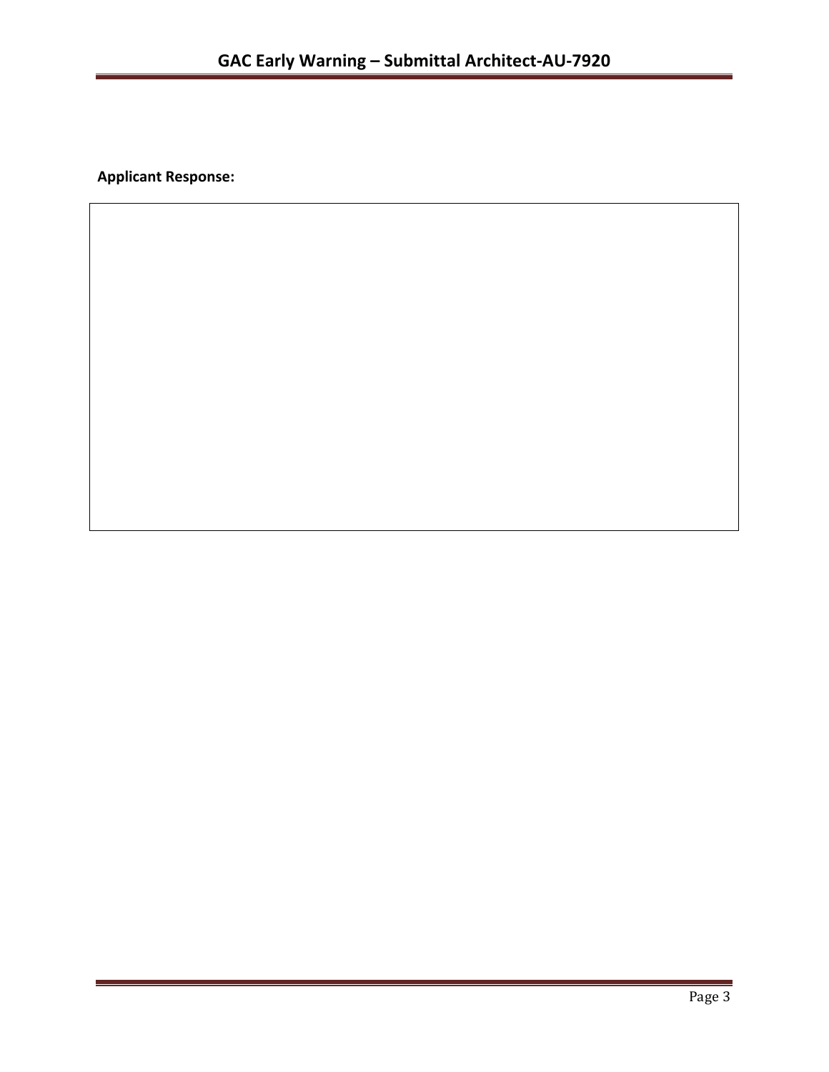**Applicant Response:**